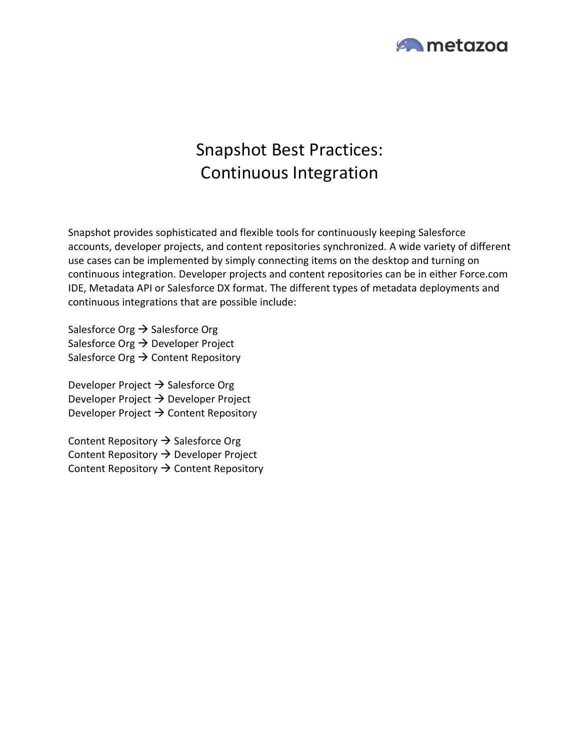# Snapshot Best Practices: Continuous Integration

Snapshot provides sophisticated and flexible tools for continuously keeping Salesforce accounts, developer projects, and content repositories synchronized. A wide variety of different use cases can be implemented by simply connecting items on the desktop and turning on continuous integration. Developer projects and content repositories can be in either Force.com IDE, Metadata API or Salesforce DX format. The different types of metadata deployments and continuous integrations that are possible include:

Salesforce Org → Salesforce Org
Salesforce Org → Developer Project
Salesforce Org → Content Repository

Developer Project → Salesforce Org
Developer Project → Developer Project
Developer Project → Content Repository

Content Repository → Salesforce Org
Content Repository → Developer Project
Content Repository → Content Repository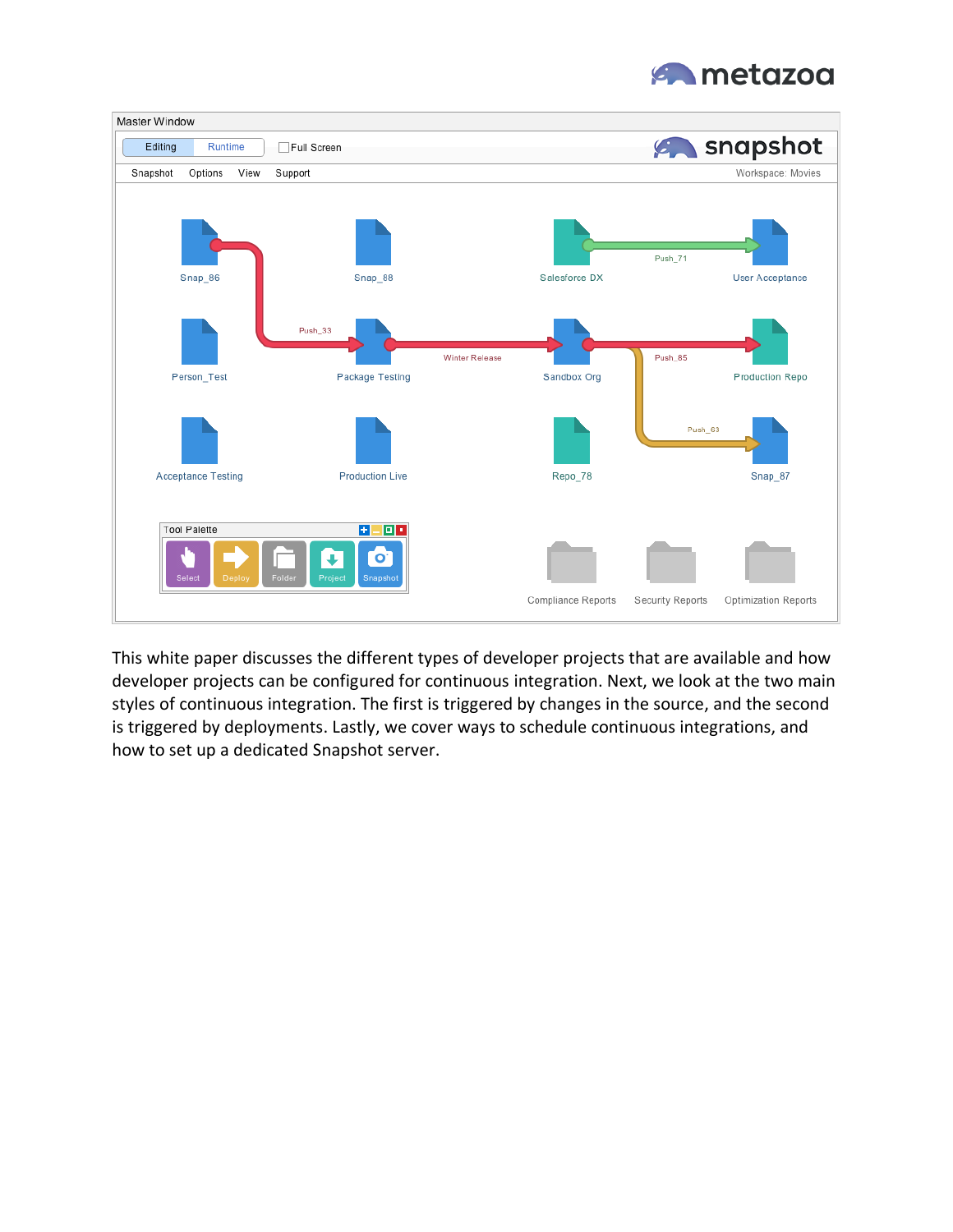This white paper discusses the different types of developer projects that are available and how developer projects can be configured for continuous integration. Next, we look at the two main styles of continuous integration. The first is triggered by changes in the source, and the second is triggered by deployments. Lastly, we cover ways to schedule continuous integrations, and how to set up a dedicated Snapshot server.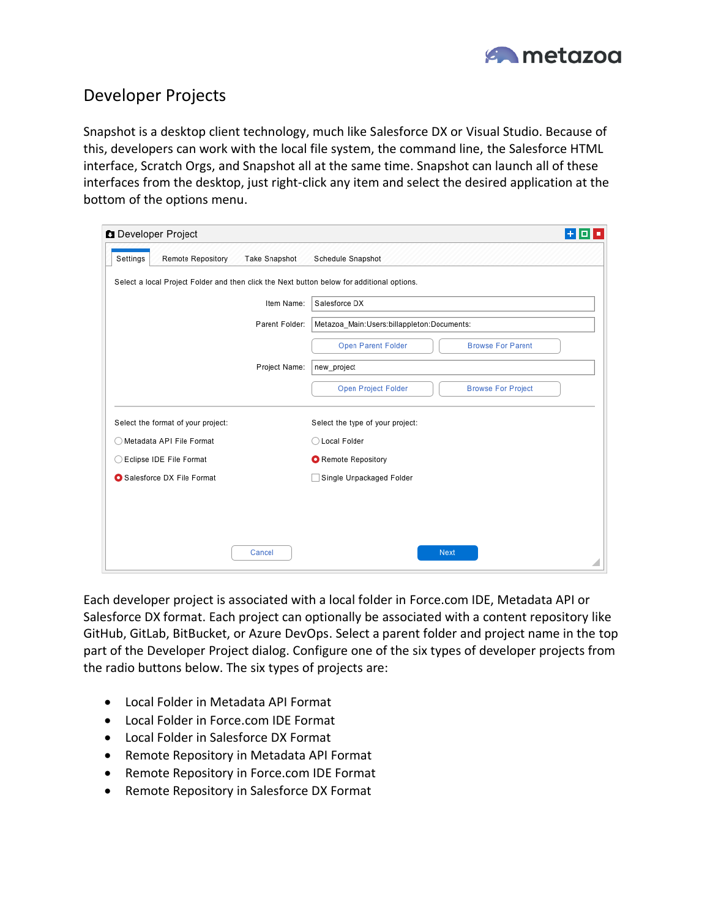# Developer Projects

Snapshot is a desktop client technology, much like Salesforce DX or Visual Studio. Because of this, developers can work with the local file system, the command line, the Salesforce HTML interface, Scratch Orgs, and Snapshot all at the same time. Snapshot can launch all of these interfaces from the desktop, just right-click any item and select the desired application at the bottom of the options menu.

Each developer project is associated with a local folder in Force.com IDE, Metadata API or Salesforce DX format. Each project can optionally be associated with a content repository like GitHub, GitLab, BitBucket, or Azure DevOps. Select a parent folder and project name in the top part of the Developer Project dialog. Configure one of the six types of developer projects from the radio buttons below. The six types of projects are:

- Local Folder in Metadata API Format
- Local Folder in Force.com IDE Format
- Local Folder in Salesforce DX Format
- Remote Repository in Metadata API Format
- Remote Repository in Force.com IDE Format
- Remote Repository in Salesforce DX Format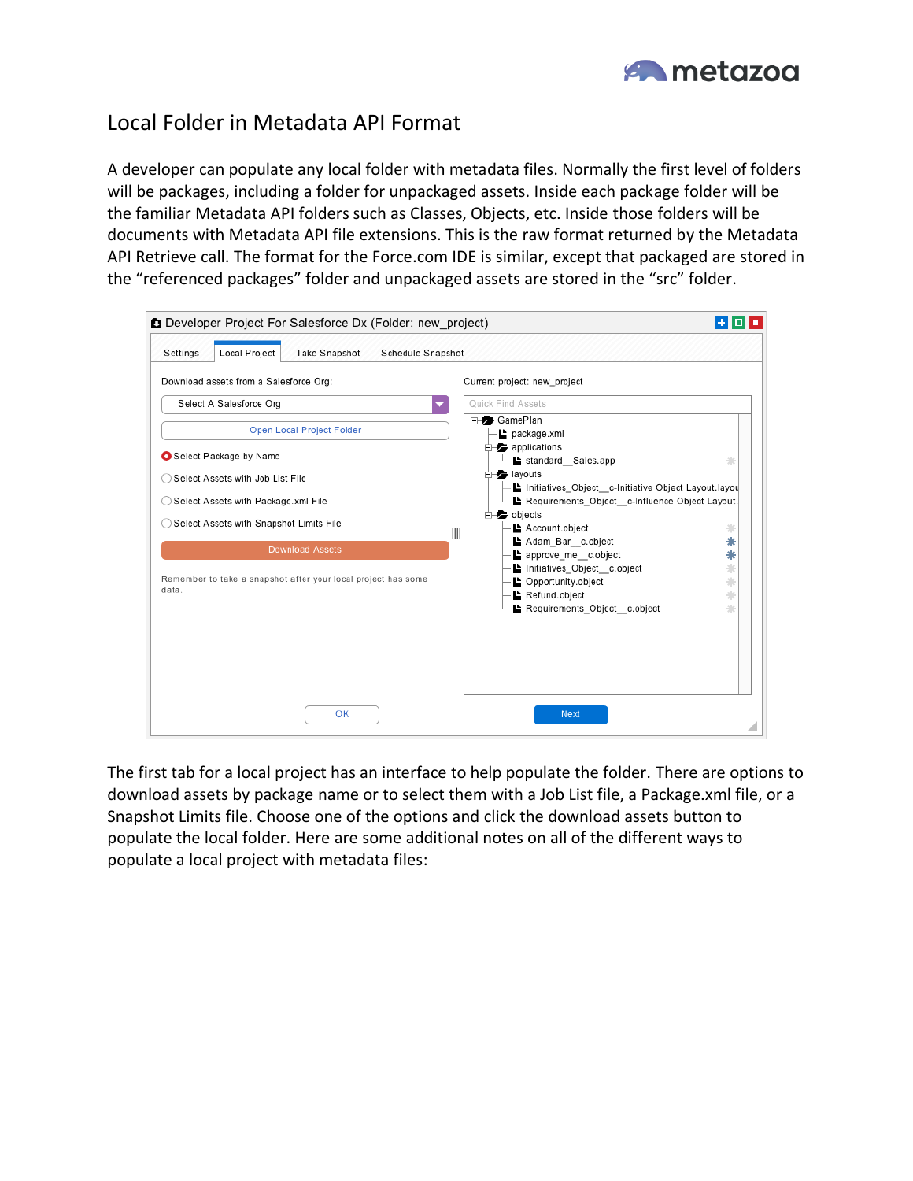# Local Folder in Metadata API Format

A developer can populate any local folder with metadata files. Normally the first level of folders will be packages, including a folder for unpackaged assets. Inside each package folder will be the familiar Metadata API folders such as Classes, Objects, etc. Inside those folders will be documents with Metadata API file extensions. This is the raw format returned by the Metadata API Retrieve call. The format for the Force.com IDE is similar, except that packaged are stored in the "referenced packages" folder and unpackaged assets are stored in the "src" folder.

The first tab for a local project has an interface to help populate the folder. There are options to download assets by package name or to select them with a Job List file, a Package.xml file, or a Snapshot Limits file. Choose one of the options and click the download assets button to populate the local folder. Here are some additional notes on all of the different ways to populate a local project with metadata files: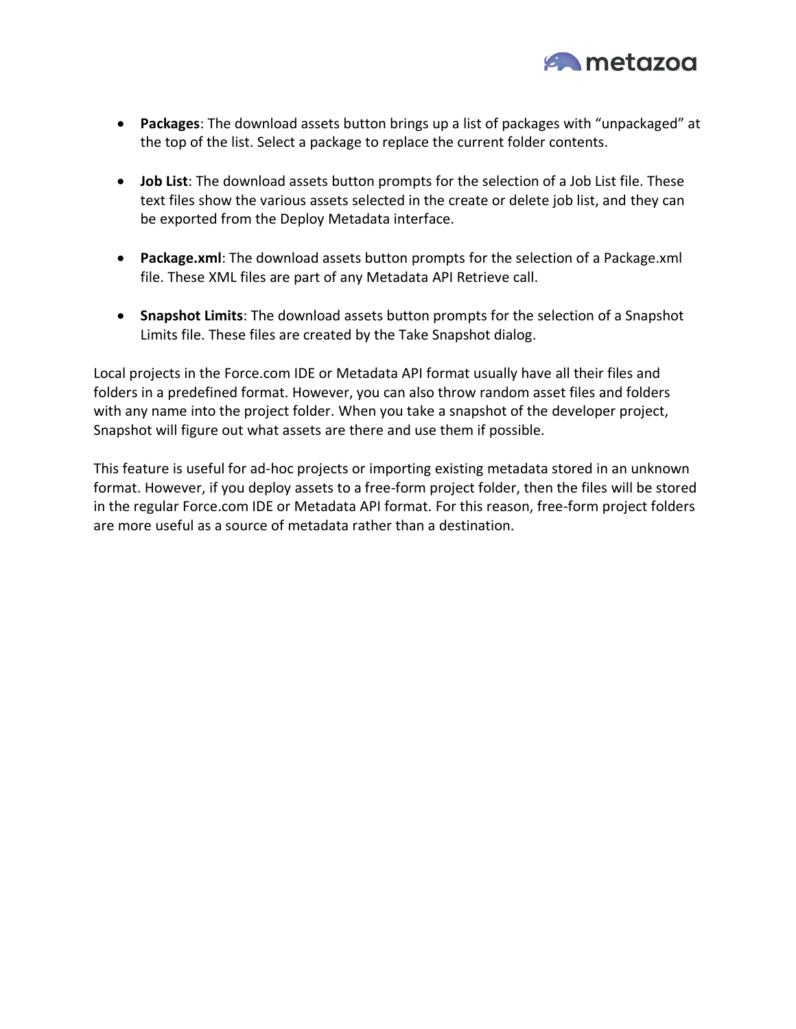- **Packages**: The download assets button brings up a list of packages with "unpackaged" at the top of the list. Select a package to replace the current folder contents.

- **Job List**: The download assets button prompts for the selection of a Job List file. These text files show the various assets selected in the create or delete job list, and they can be exported from the Deploy Metadata interface.

- **Package.xml**: The download assets button prompts for the selection of a Package.xml file. These XML files are part of any Metadata API Retrieve call.

- **Snapshot Limits**: The download assets button prompts for the selection of a Snapshot Limits file. These files are created by the Take Snapshot dialog.

Local projects in the Force.com IDE or Metadata API format usually have all their files and folders in a predefined format. However, you can also throw random asset files and folders with any name into the project folder. When you take a snapshot of the developer project, Snapshot will figure out what assets are there and use them if possible.

This feature is useful for ad-hoc projects or importing existing metadata stored in an unknown format. However, if you deploy assets to a free-form project folder, then the files will be stored in the regular Force.com IDE or Metadata API format. For this reason, free-form project folders are more useful as a source of metadata rather than a destination.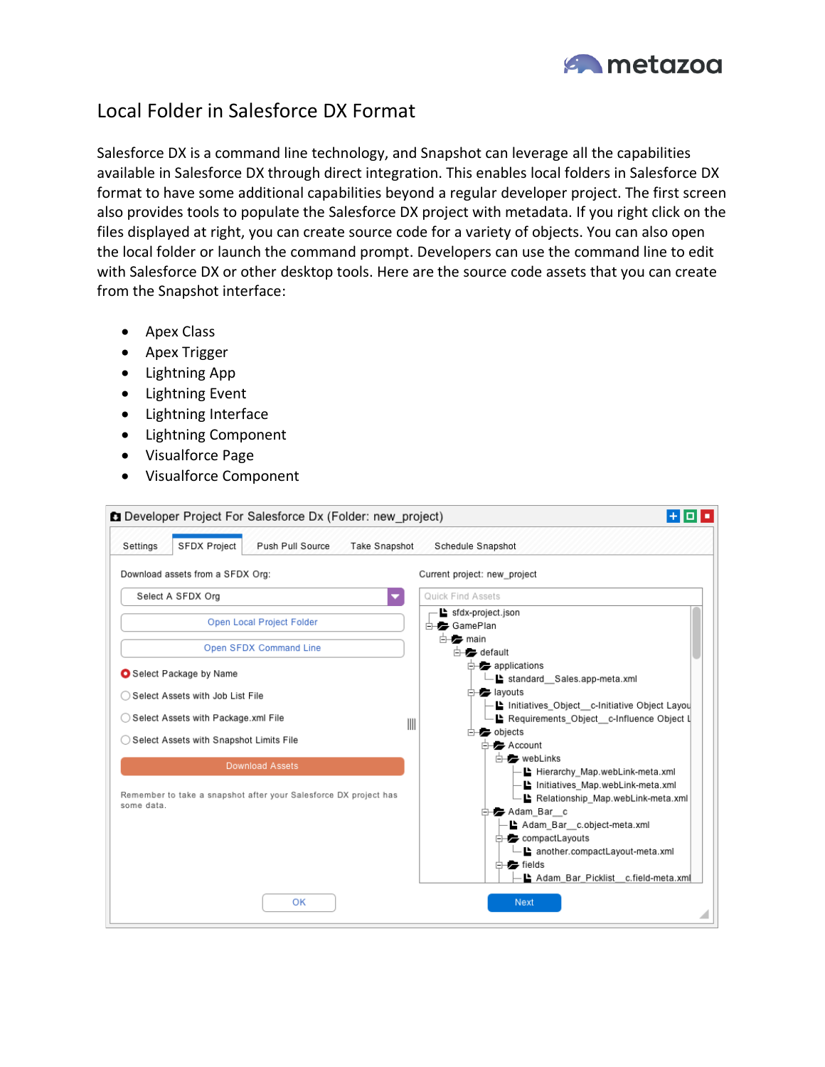## Local Folder in Salesforce DX Format

Salesforce DX is a command line technology, and Snapshot can leverage all the capabilities available in Salesforce DX through direct integration. This enables local folders in Salesforce DX format to have some additional capabilities beyond a regular developer project. The first screen also provides tools to populate the Salesforce DX project with metadata. If you right click on the files displayed at right, you can create source code for a variety of objects. You can also open the local folder or launch the command prompt. Developers can use the command line to edit with Salesforce DX or other desktop tools. Here are the source code assets that you can create from the Snapshot interface:

- Apex Class
- Apex Trigger
- Lightning App
- Lightning Event
- Lightning Interface
- Lightning Component
- Visualforce Page
- Visualforce Component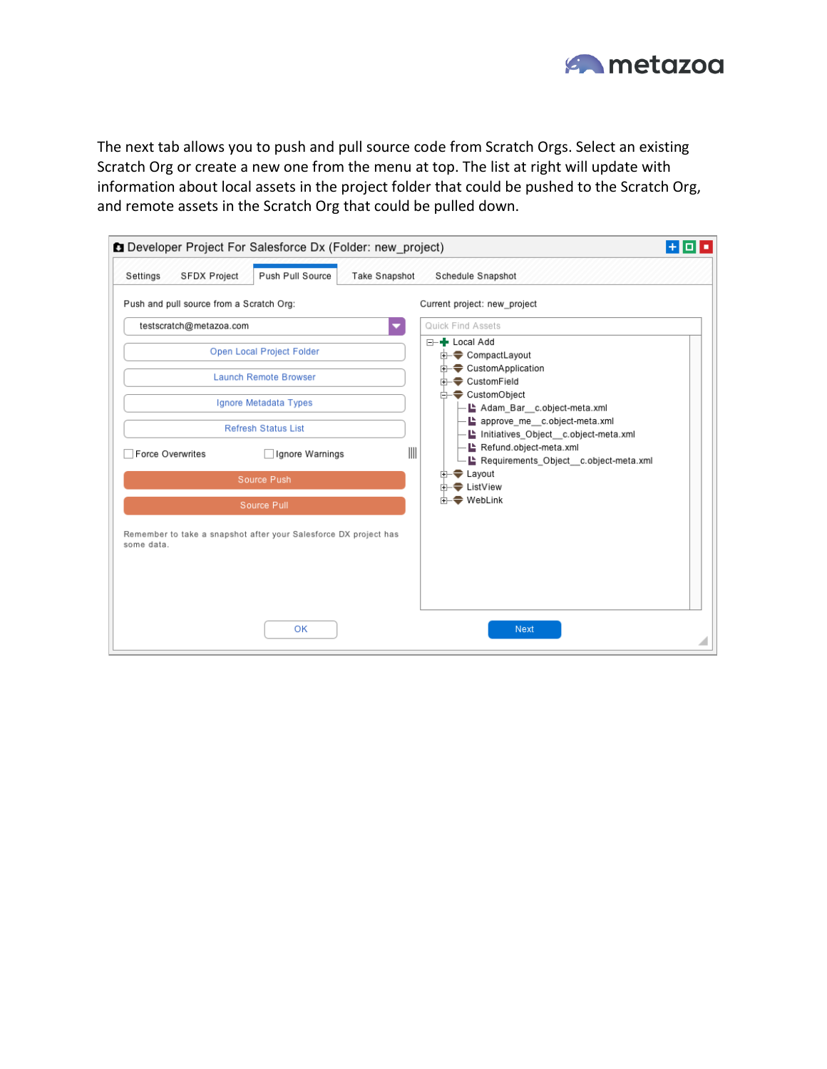The next tab allows you to push and pull source code from Scratch Orgs. Select an existing Scratch Org or create a new one from the menu at top. The list at right will update with information about local assets in the project folder that could be pushed to the Scratch Org, and remote assets in the Scratch Org that could be pulled down.

Developer Project For Salesforce Dx (Folder: new_project)

Settings | SFDX Project | Push Pull Source | Take Snapshot | Schedule Snapshot

Push and pull source from a Scratch Org:

testscratch@metazoa.com

Open Local Project Folder

Launch Remote Browser

Ignore Metadata Types

Refresh Status List

Force Overwrites

Ignore Warnings

Source Push

Source Pull

Remember to take a snapshot after your Salesforce DX project has some data.

Current project: new_project

Quick Find Assets

- Local Add
  - CompactLayout
  - CustomApplication
  - CustomField
  - CustomObject
    - Adam_Bar__c.object-meta.xml
    - approve_me__c.object-meta.xml
    - Initiatives_Object__c.object-meta.xml
    - Refund.object-meta.xml
    - Requirements_Object__c.object-meta.xml
  - Layout
  - ListView
  - WebLink

OK

Next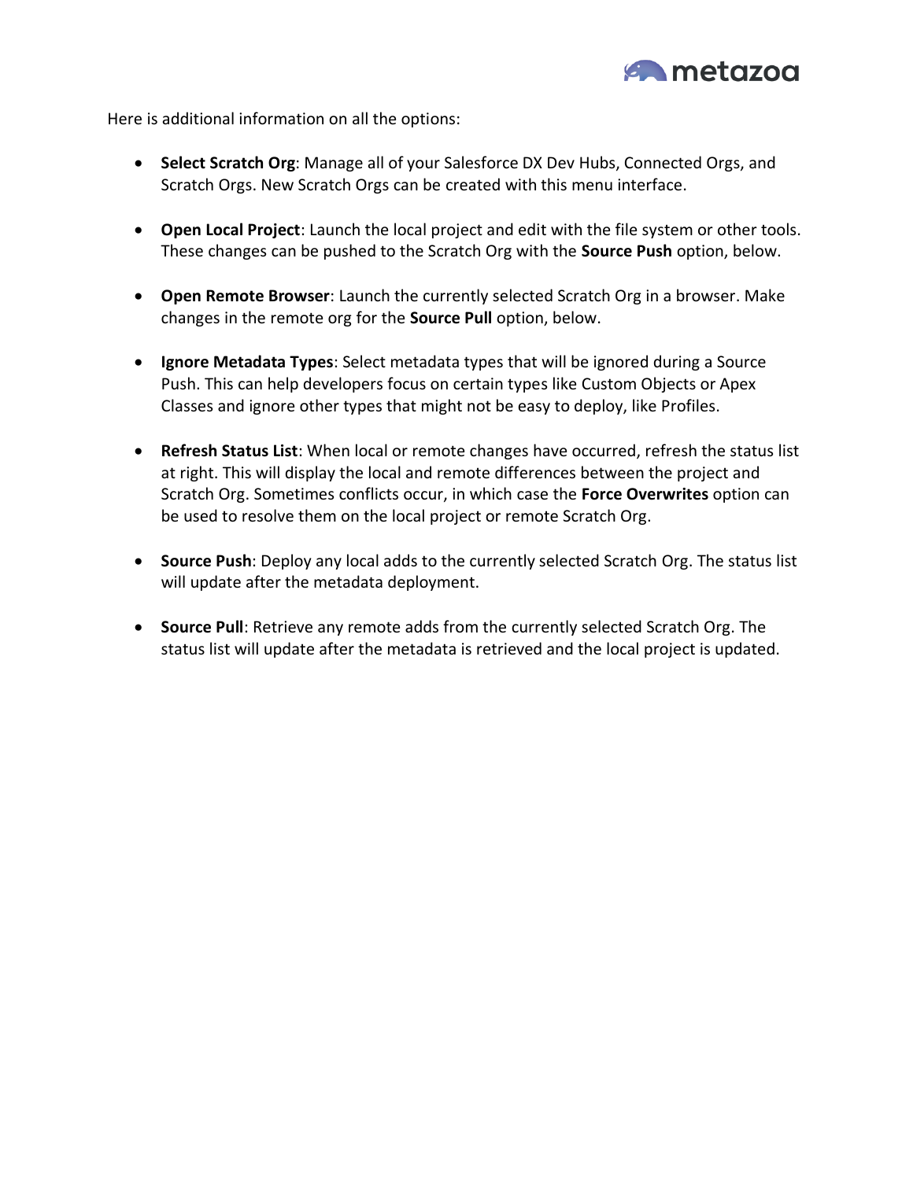Here is additional information on all the options:

- **Select Scratch Org**: Manage all of your Salesforce DX Dev Hubs, Connected Orgs, and Scratch Orgs. New Scratch Orgs can be created with this menu interface.

- **Open Local Project**: Launch the local project and edit with the file system or other tools. These changes can be pushed to the Scratch Org with the **Source Push** option, below.

- **Open Remote Browser**: Launch the currently selected Scratch Org in a browser. Make changes in the remote org for the **Source Pull** option, below.

- **Ignore Metadata Types**: Select metadata types that will be ignored during a Source Push. This can help developers focus on certain types like Custom Objects or Apex Classes and ignore other types that might not be easy to deploy, like Profiles.

- **Refresh Status List**: When local or remote changes have occurred, refresh the status list at right. This will display the local and remote differences between the project and Scratch Org. Sometimes conflicts occur, in which case the **Force Overwrites** option can be used to resolve them on the local project or remote Scratch Org.

- **Source Push**: Deploy any local adds to the currently selected Scratch Org. The status list will update after the metadata deployment.

- **Source Pull**: Retrieve any remote adds from the currently selected Scratch Org. The status list will update after the metadata is retrieved and the local project is updated.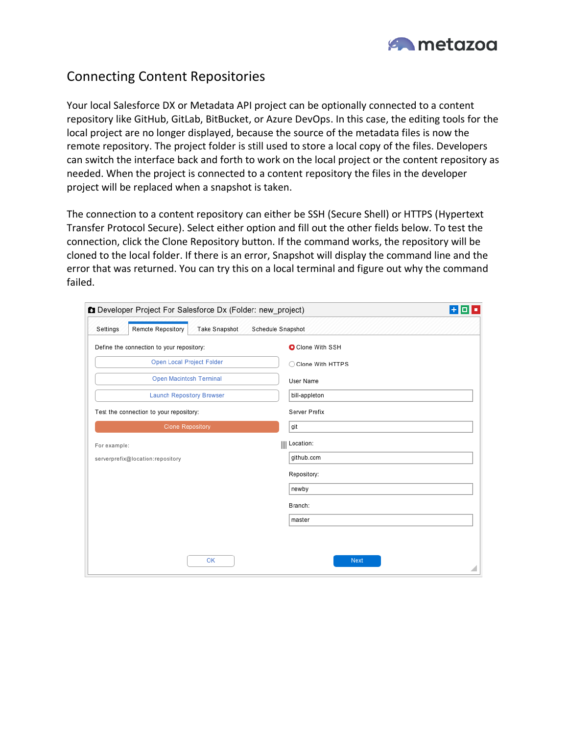# Connecting Content Repositories

Your local Salesforce DX or Metadata API project can be optionally connected to a content repository like GitHub, GitLab, BitBucket, or Azure DevOps. In this case, the editing tools for the local project are no longer displayed, because the source of the metadata files is now the remote repository. The project folder is still used to store a local copy of the files. Developers can switch the interface back and forth to work on the local project or the content repository as needed. When the project is connected to a content repository the files in the developer project will be replaced when a snapshot is taken.

The connection to a content repository can either be SSH (Secure Shell) or HTTPS (Hypertext Transfer Protocol Secure). Select either option and fill out the other fields below. To test the connection, click the Clone Repository button. If the command works, the repository will be cloned to the local folder. If there is an error, Snapshot will display the command line and the error that was returned. You can try this on a local terminal and figure out why the command failed.

Developer Project For Salesforce Dx (Folder: new_project)

Settings | Remote Repository | Take Snapshot | Schedule Snapshot

Define the connection to your repository:

- Open Local Project Folder
- Open Macintosh Terminal
- Launch Repository Browser

Test the connection to your repository:

- Clone Repository

For example:

serverprefix@location:repository

- (●) Clone With SSH
- ( ) Clone With HTTPS

User Name: bill-appleton

Server Prefix: git

Location: github.com

Repository: newby

Branch: master

OK | Next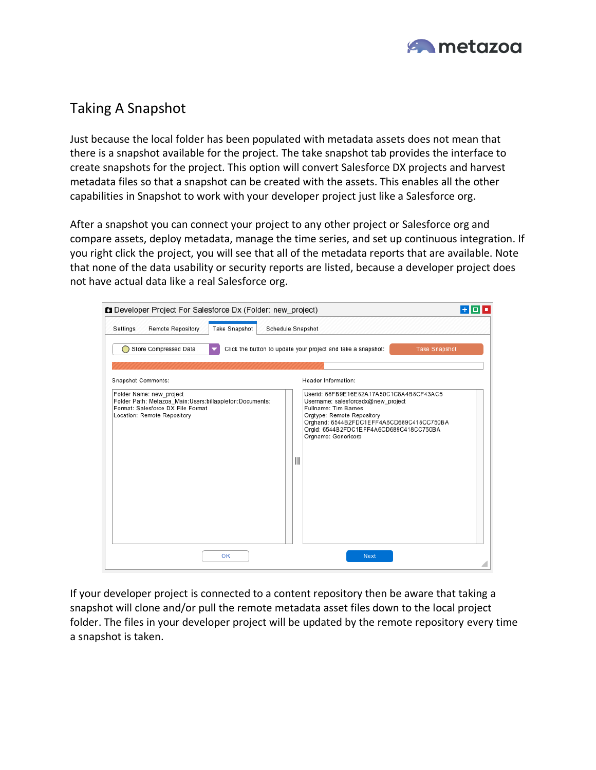## Taking A Snapshot

Just because the local folder has been populated with metadata assets does not mean that there is a snapshot available for the project. The take snapshot tab provides the interface to create snapshots for the project. This option will convert Salesforce DX projects and harvest metadata files so that a snapshot can be created with the assets. This enables all the other capabilities in Snapshot to work with your developer project just like a Salesforce org.

After a snapshot you can connect your project to any other project or Salesforce org and compare assets, deploy metadata, manage the time series, and set up continuous integration. If you right click the project, you will see that all of the metadata reports that are available. Note that none of the data usability or security reports are listed, because a developer project does not have actual data like a real Salesforce org.

If your developer project is connected to a content repository then be aware that taking a snapshot will clone and/or pull the remote metadata asset files down to the local project folder. The files in your developer project will be updated by the remote repository every time a snapshot is taken.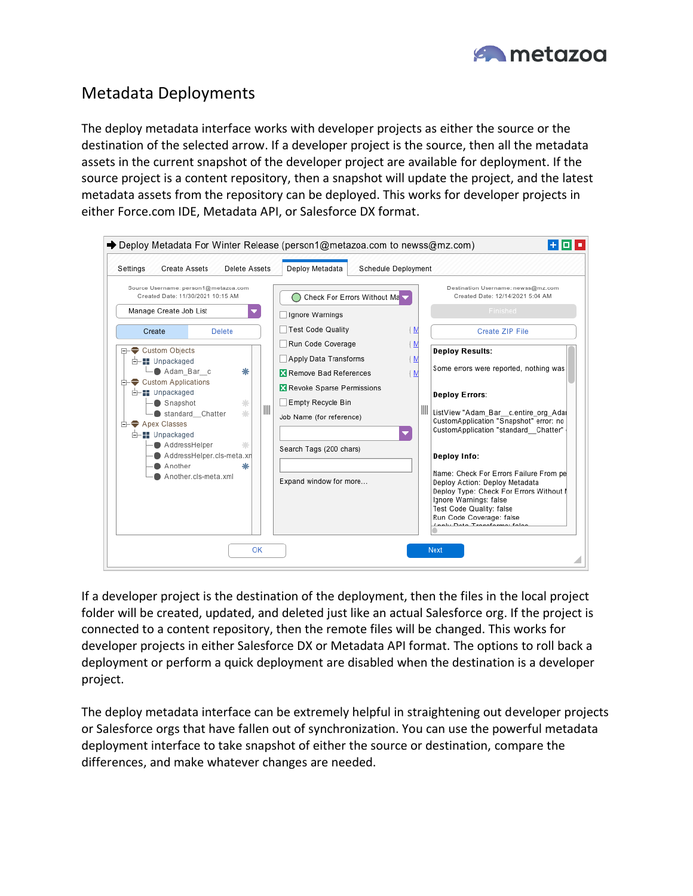# Metadata Deployments

The deploy metadata interface works with developer projects as either the source or the destination of the selected arrow. If a developer project is the source, then all the metadata assets in the current snapshot of the developer project are available for deployment. If the source project is a content repository, then a snapshot will update the project, and the latest metadata assets from the repository can be deployed. This works for developer projects in either Force.com IDE, Metadata API, or Salesforce DX format.

If a developer project is the destination of the deployment, then the files in the local project folder will be created, updated, and deleted just like an actual Salesforce org. If the project is connected to a content repository, then the remote files will be changed. This works for developer projects in either Salesforce DX or Metadata API format. The options to roll back a deployment or perform a quick deployment are disabled when the destination is a developer project.

The deploy metadata interface can be extremely helpful in straightening out developer projects or Salesforce orgs that have fallen out of synchronization. You can use the powerful metadata deployment interface to take snapshot of either the source or destination, compare the differences, and make whatever changes are needed.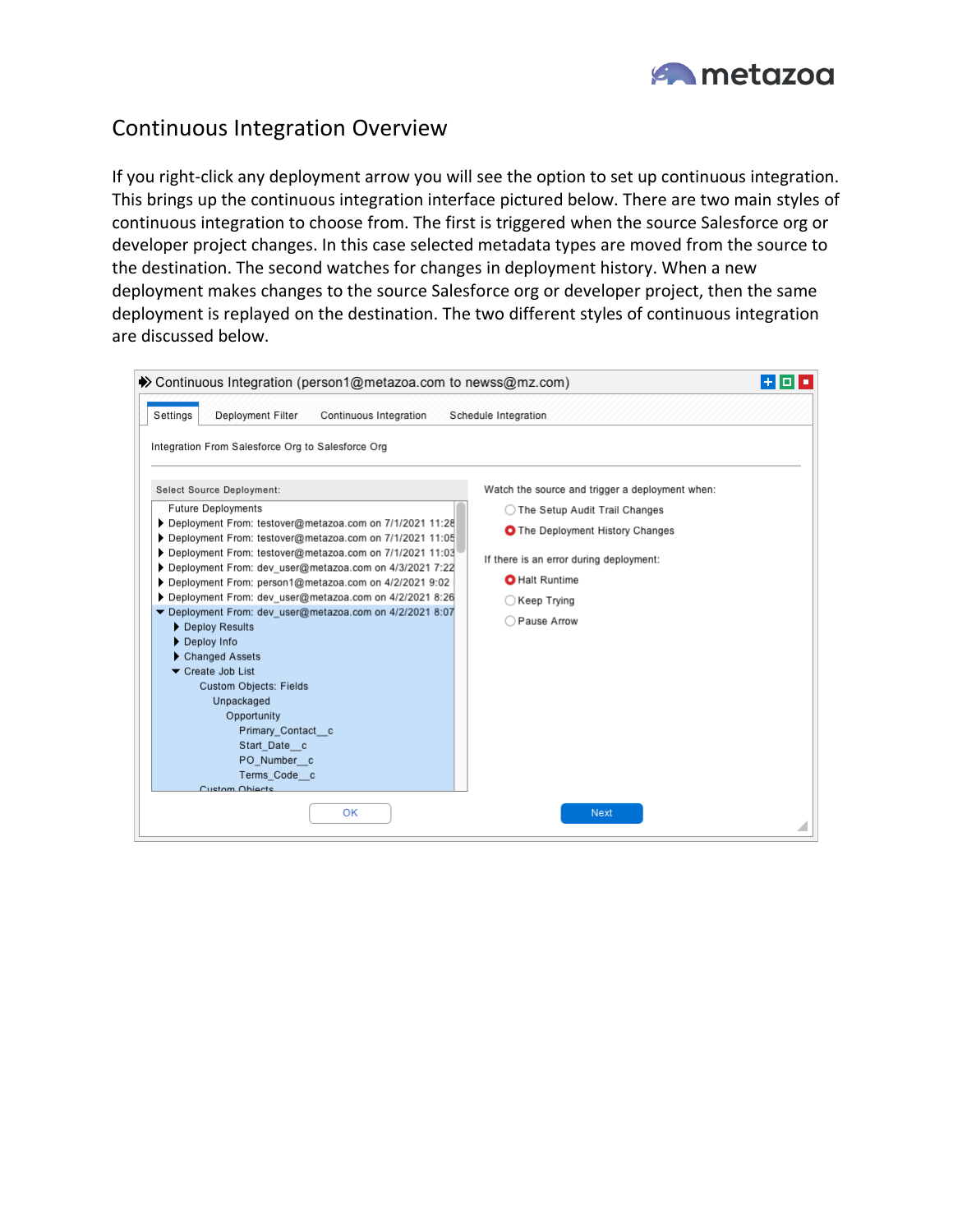# Continuous Integration Overview

If you right-click any deployment arrow you will see the option to set up continuous integration. This brings up the continuous integration interface pictured below. There are two main styles of continuous integration to choose from. The first is triggered when the source Salesforce org or developer project changes. In this case selected metadata types are moved from the source to the destination. The second watches for changes in deployment history. When a new deployment makes changes to the source Salesforce org or developer project, then the same deployment is replayed on the destination. The two different styles of continuous integration are discussed below.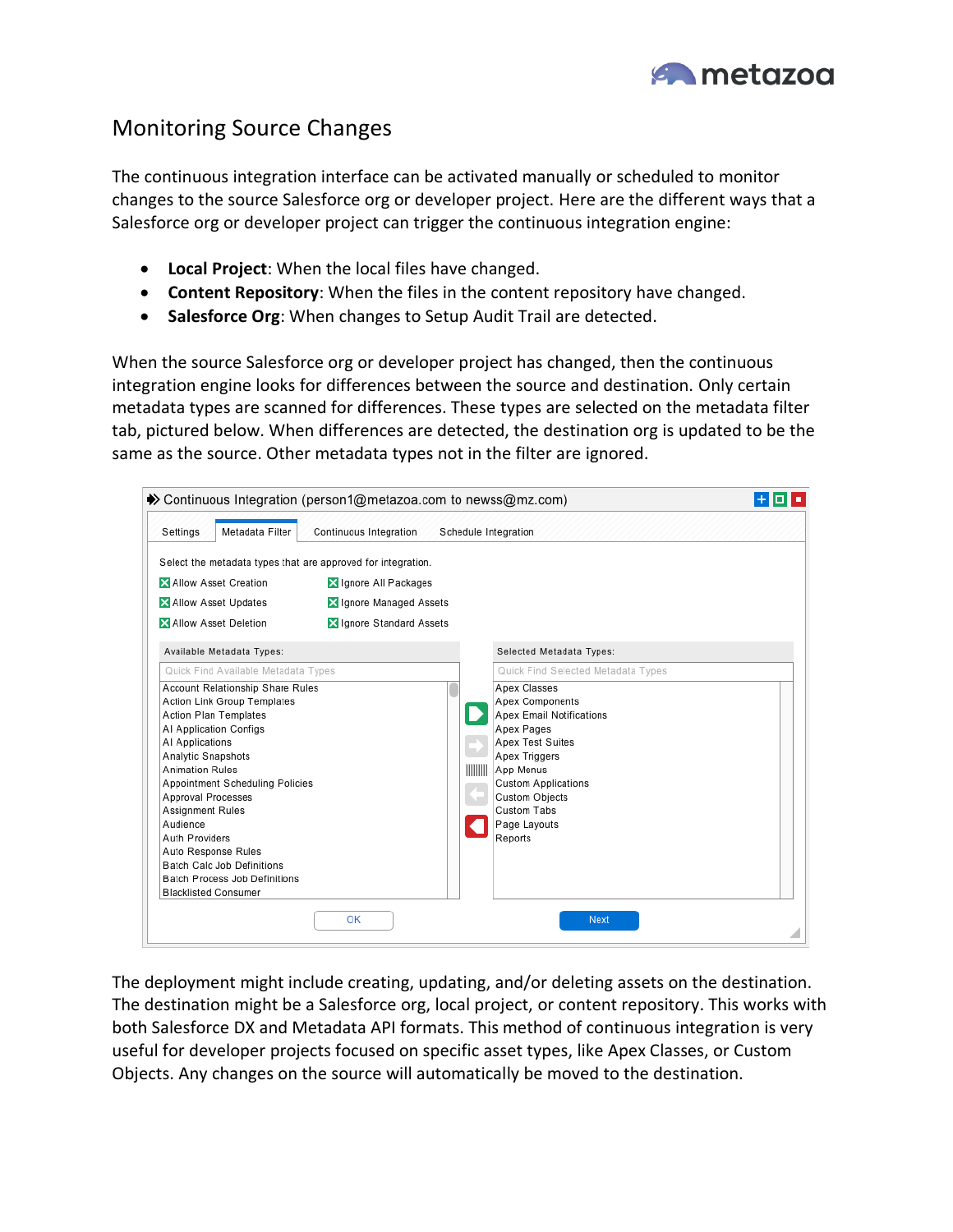# Monitoring Source Changes

The continuous integration interface can be activated manually or scheduled to monitor changes to the source Salesforce org or developer project. Here are the different ways that a Salesforce org or developer project can trigger the continuous integration engine:

- **Local Project**: When the local files have changed.
- **Content Repository**: When the files in the content repository have changed.
- **Salesforce Org**: When changes to Setup Audit Trail are detected.

When the source Salesforce org or developer project has changed, then the continuous integration engine looks for differences between the source and destination. Only certain metadata types are scanned for differences. These types are selected on the metadata filter tab, pictured below. When differences are detected, the destination org is updated to be the same as the source. Other metadata types not in the filter are ignored.

The deployment might include creating, updating, and/or deleting assets on the destination. The destination might be a Salesforce org, local project, or content repository. This works with both Salesforce DX and Metadata API formats. This method of continuous integration is very useful for developer projects focused on specific asset types, like Apex Classes, or Custom Objects. Any changes on the source will automatically be moved to the destination.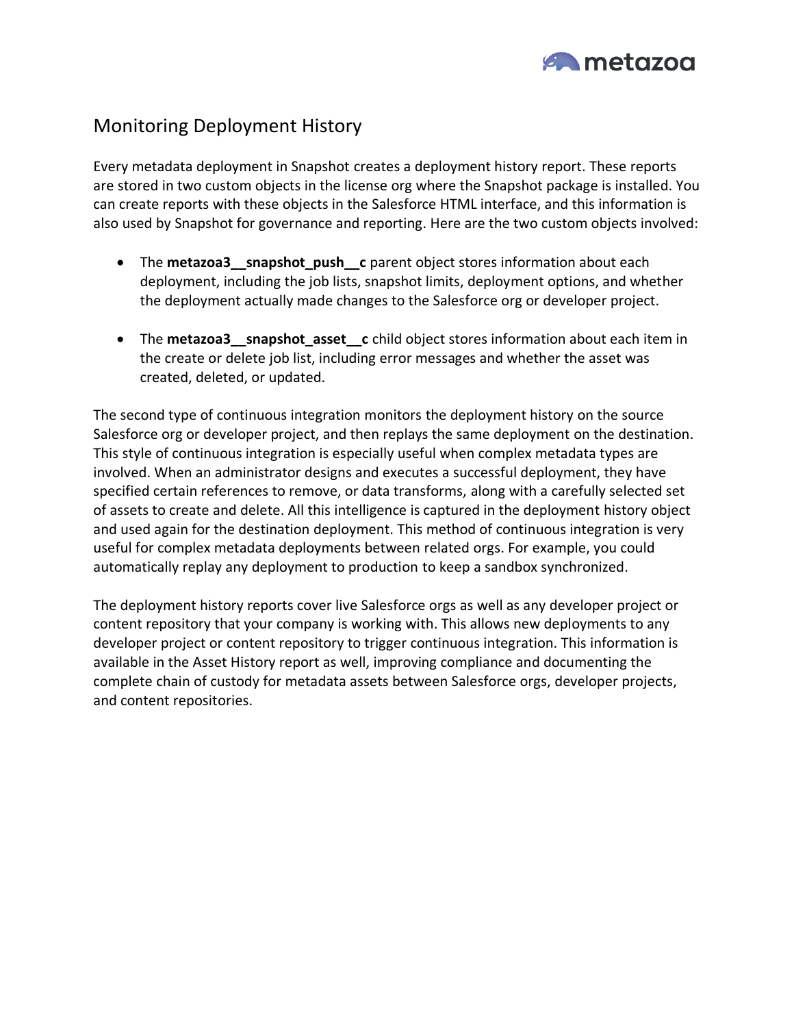## Monitoring Deployment History

Every metadata deployment in Snapshot creates a deployment history report. These reports are stored in two custom objects in the license org where the Snapshot package is installed. You can create reports with these objects in the Salesforce HTML interface, and this information is also used by Snapshot for governance and reporting. Here are the two custom objects involved:

- The **metazoa3__snapshot_push__c** parent object stores information about each deployment, including the job lists, snapshot limits, deployment options, and whether the deployment actually made changes to the Salesforce org or developer project.
- The **metazoa3__snapshot_asset__c** child object stores information about each item in the create or delete job list, including error messages and whether the asset was created, deleted, or updated.

The second type of continuous integration monitors the deployment history on the source Salesforce org or developer project, and then replays the same deployment on the destination. This style of continuous integration is especially useful when complex metadata types are involved. When an administrator designs and executes a successful deployment, they have specified certain references to remove, or data transforms, along with a carefully selected set of assets to create and delete. All this intelligence is captured in the deployment history object and used again for the destination deployment. This method of continuous integration is very useful for complex metadata deployments between related orgs. For example, you could automatically replay any deployment to production to keep a sandbox synchronized.

The deployment history reports cover live Salesforce orgs as well as any developer project or content repository that your company is working with. This allows new deployments to any developer project or content repository to trigger continuous integration. This information is available in the Asset History report as well, improving compliance and documenting the complete chain of custody for metadata assets between Salesforce orgs, developer projects, and content repositories.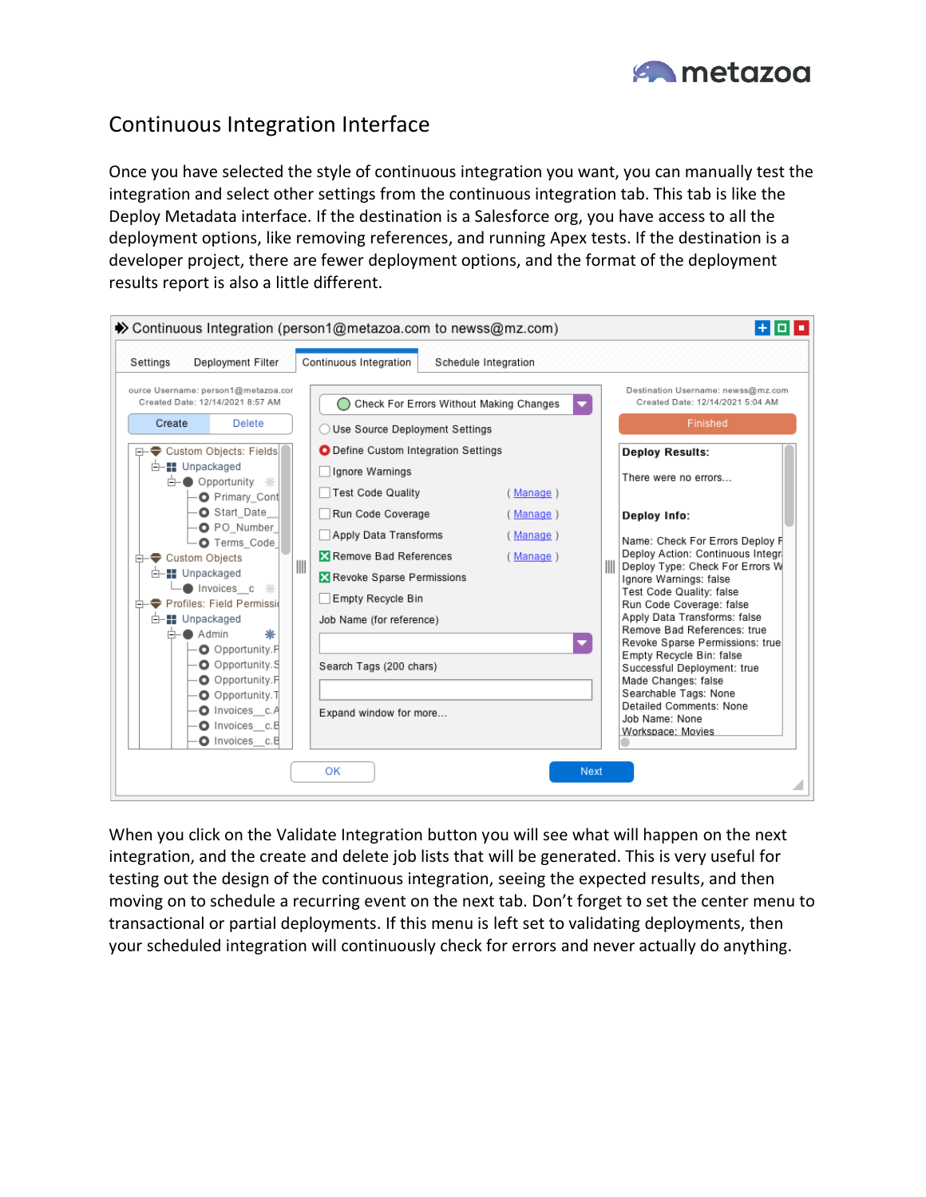# Continuous Integration Interface

Once you have selected the style of continuous integration you want, you can manually test the integration and select other settings from the continuous integration tab. This tab is like the Deploy Metadata interface. If the destination is a Salesforce org, you have access to all the deployment options, like removing references, and running Apex tests. If the destination is a developer project, there are fewer deployment options, and the format of the deployment results report is also a little different.

When you click on the Validate Integration button you will see what will happen on the next integration, and the create and delete job lists that will be generated. This is very useful for testing out the design of the continuous integration, seeing the expected results, and then moving on to schedule a recurring event on the next tab. Don't forget to set the center menu to transactional or partial deployments. If this menu is left set to validating deployments, then your scheduled integration will continuously check for errors and never actually do anything.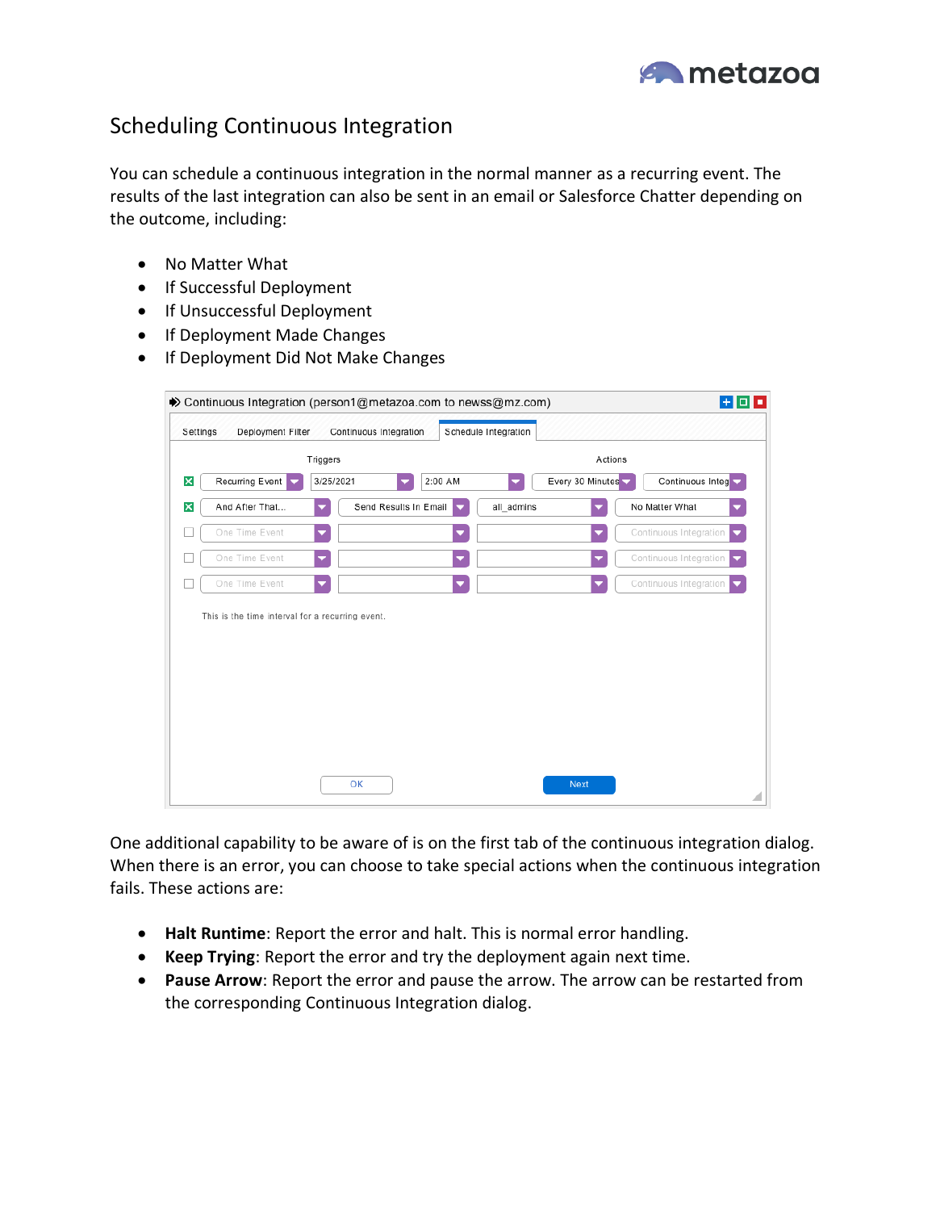# Scheduling Continuous Integration

You can schedule a continuous integration in the normal manner as a recurring event. The results of the last integration can also be sent in an email or Salesforce Chatter depending on the outcome, including:

- No Matter What
- If Successful Deployment
- If Unsuccessful Deployment
- If Deployment Made Changes
- If Deployment Did Not Make Changes

One additional capability to be aware of is on the first tab of the continuous integration dialog. When there is an error, you can choose to take special actions when the continuous integration fails. These actions are:

- **Halt Runtime**: Report the error and halt. This is normal error handling.
- **Keep Trying**: Report the error and try the deployment again next time.
- **Pause Arrow**: Report the error and pause the arrow. The arrow can be restarted from the corresponding Continuous Integration dialog.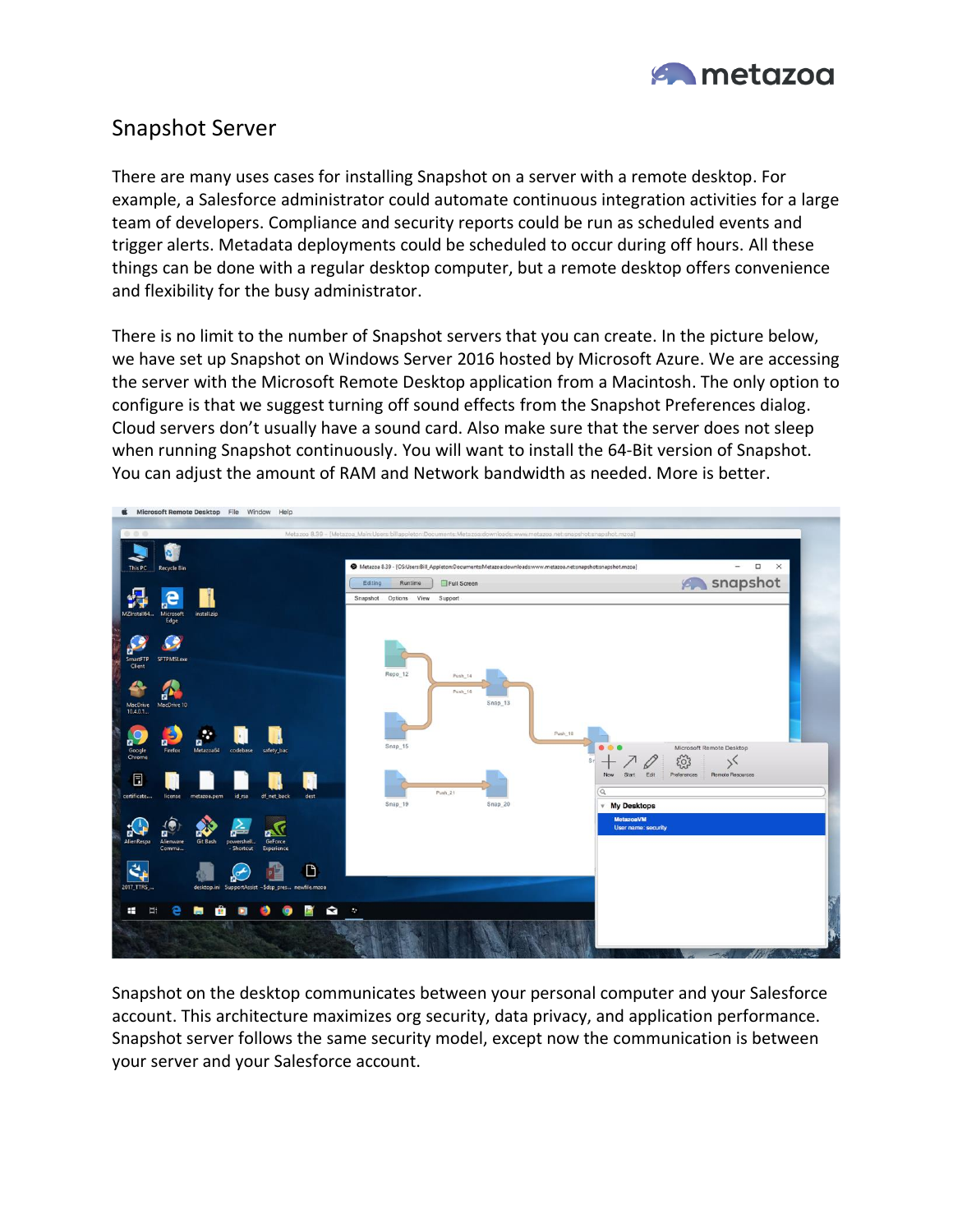# Snapshot Server

There are many uses cases for installing Snapshot on a server with a remote desktop. For example, a Salesforce administrator could automate continuous integration activities for a large team of developers. Compliance and security reports could be run as scheduled events and trigger alerts. Metadata deployments could be scheduled to occur during off hours. All these things can be done with a regular desktop computer, but a remote desktop offers convenience and flexibility for the busy administrator.

There is no limit to the number of Snapshot servers that you can create. In the picture below, we have set up Snapshot on Windows Server 2016 hosted by Microsoft Azure. We are accessing the server with the Microsoft Remote Desktop application from a Macintosh. The only option to configure is that we suggest turning off sound effects from the Snapshot Preferences dialog. Cloud servers don't usually have a sound card. Also make sure that the server does not sleep when running Snapshot continuously. You will want to install the 64-Bit version of Snapshot. You can adjust the amount of RAM and Network bandwidth as needed. More is better.

Snapshot on the desktop communicates between your personal computer and your Salesforce account. This architecture maximizes org security, data privacy, and application performance. Snapshot server follows the same security model, except now the communication is between your server and your Salesforce account.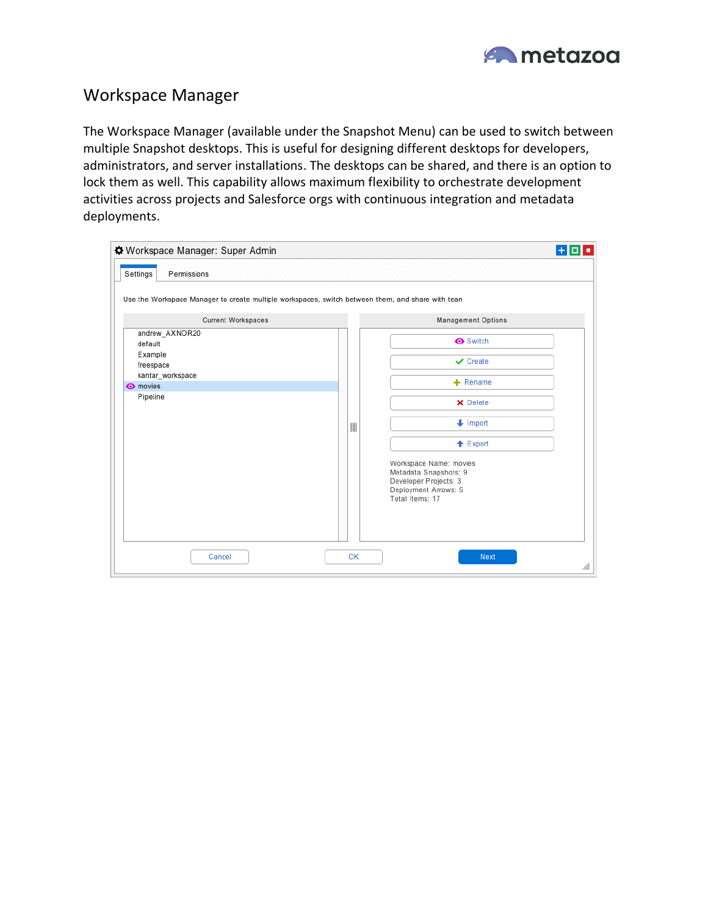# Workspace Manager

The Workspace Manager (available under the Snapshot Menu) can be used to switch between multiple Snapshot desktops. This is useful for designing different desktops for developers, administrators, and server installations. The desktops can be shared, and there is an option to lock them as well. This capability allows maximum flexibility to orchestrate development activities across projects and Salesforce orgs with continuous integration and metadata deployments.

Workspace Manager: Super Admin

Settings | Permissions

Use the Workspace Manager to create multiple workspaces, switch between them, and share with tean

**Current Workspaces**

- andrew_AXNOR20
- default
- Example
- freespace
- kantar_workspace
- movies
- Pipeline

**Management Options**

- Switch
- Create
- Rename
- Delete
- Import
- Export

Workspace Name: movies
Metadata Snapshots: 9
Developer Projects: 3
Deployment Arrows: 5
Total Items: 17

Cancel | OK | Next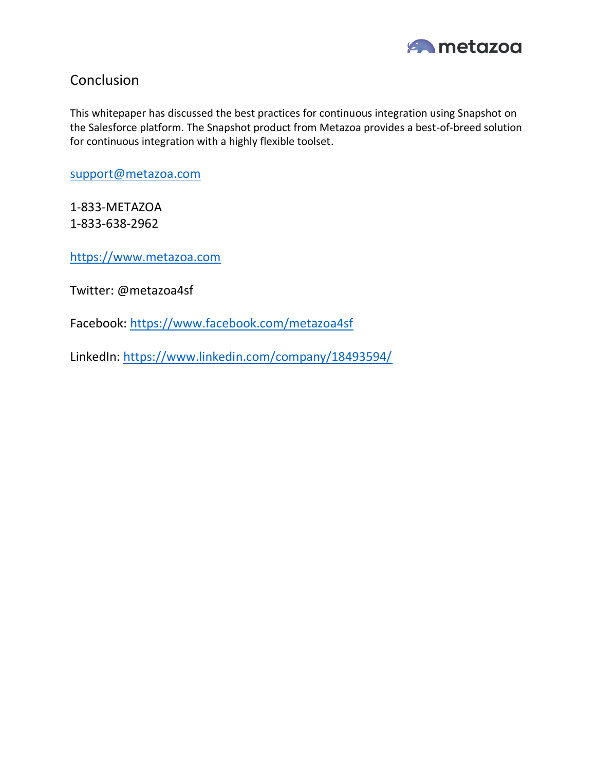## Conclusion

This whitepaper has discussed the best practices for continuous integration using Snapshot on the Salesforce platform. The Snapshot product from Metazoa provides a best-of-breed solution for continuous integration with a highly flexible toolset.

support@metazoa.com

1-833-METAZOA
1-833-638-2962

https://www.metazoa.com

Twitter: @metazoa4sf

Facebook: https://www.facebook.com/metazoa4sf

LinkedIn: https://www.linkedin.com/company/18493594/